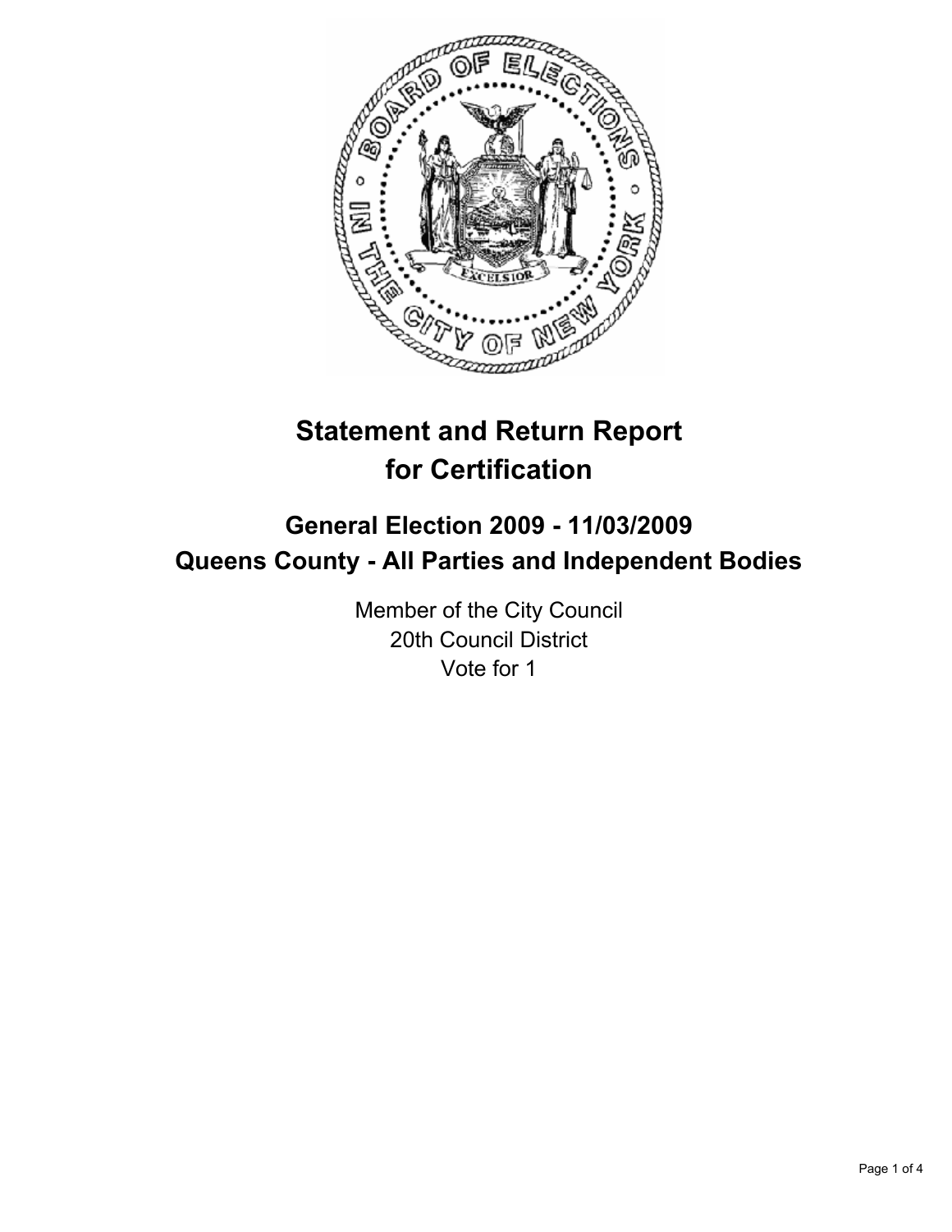# Statement and Return Report for Certification

## General Election 2009 - 11/03/2009
## Queens County - All Parties and Independent Bodies

Member of the City Council
20th Council District
Vote for 1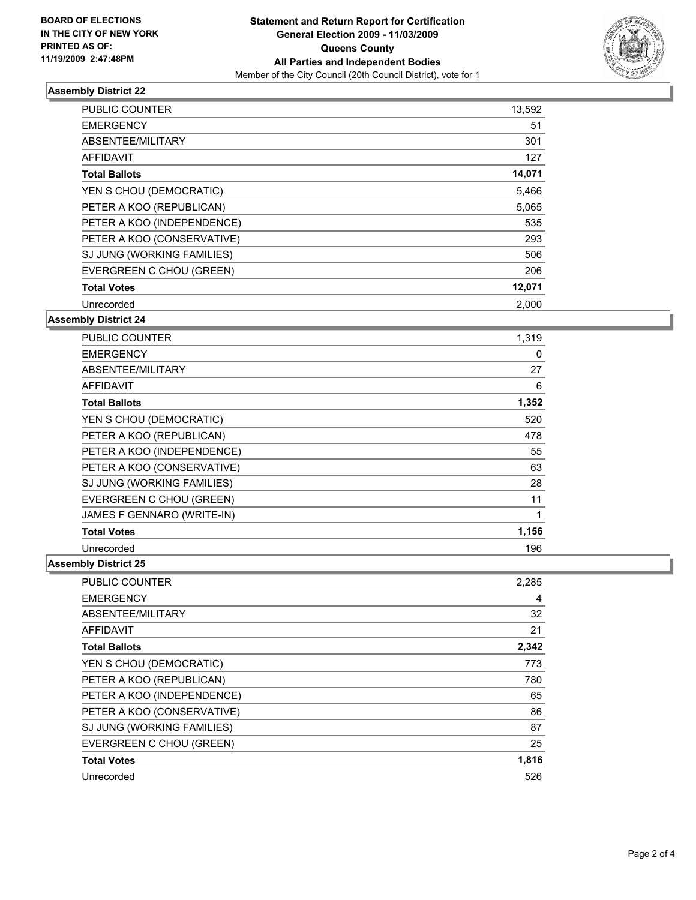**BOARD OF ELECTIONS IN THE CITY OF NEW YORK PRINTED AS OF: 11/19/2009 2:47:48PM**

**Statement and Return Report for Certification General Election 2009 - 11/03/2009 Queens County All Parties and Independent Bodies**

Member of the City Council (20th Council District), vote for 1

### Assembly District 22

| | |
|---|---|
| PUBLIC COUNTER | 13,592 |
| EMERGENCY | 51 |
| ABSENTEE/MILITARY | 301 |
| AFFIDAVIT | 127 |
| **Total Ballots** | **14,071** |
| YEN S CHOU (DEMOCRATIC) | 5,466 |
| PETER A KOO (REPUBLICAN) | 5,065 |
| PETER A KOO (INDEPENDENCE) | 535 |
| PETER A KOO (CONSERVATIVE) | 293 |
| SJ JUNG (WORKING FAMILIES) | 506 |
| EVERGREEN C CHOU (GREEN) | 206 |
| **Total Votes** | **12,071** |
| Unrecorded | 2,000 |

### Assembly District 24

| | |
|---|---|
| PUBLIC COUNTER | 1,319 |
| EMERGENCY | 0 |
| ABSENTEE/MILITARY | 27 |
| AFFIDAVIT | 6 |
| **Total Ballots** | **1,352** |
| YEN S CHOU (DEMOCRATIC) | 520 |
| PETER A KOO (REPUBLICAN) | 478 |
| PETER A KOO (INDEPENDENCE) | 55 |
| PETER A KOO (CONSERVATIVE) | 63 |
| SJ JUNG (WORKING FAMILIES) | 28 |
| EVERGREEN C CHOU (GREEN) | 11 |
| JAMES F GENNARO (WRITE-IN) | 1 |
| **Total Votes** | **1,156** |
| Unrecorded | 196 |

### Assembly District 25

| | |
|---|---|
| PUBLIC COUNTER | 2,285 |
| EMERGENCY | 4 |
| ABSENTEE/MILITARY | 32 |
| AFFIDAVIT | 21 |
| **Total Ballots** | **2,342** |
| YEN S CHOU (DEMOCRATIC) | 773 |
| PETER A KOO (REPUBLICAN) | 780 |
| PETER A KOO (INDEPENDENCE) | 65 |
| PETER A KOO (CONSERVATIVE) | 86 |
| SJ JUNG (WORKING FAMILIES) | 87 |
| EVERGREEN C CHOU (GREEN) | 25 |
| **Total Votes** | **1,816** |
| Unrecorded | 526 |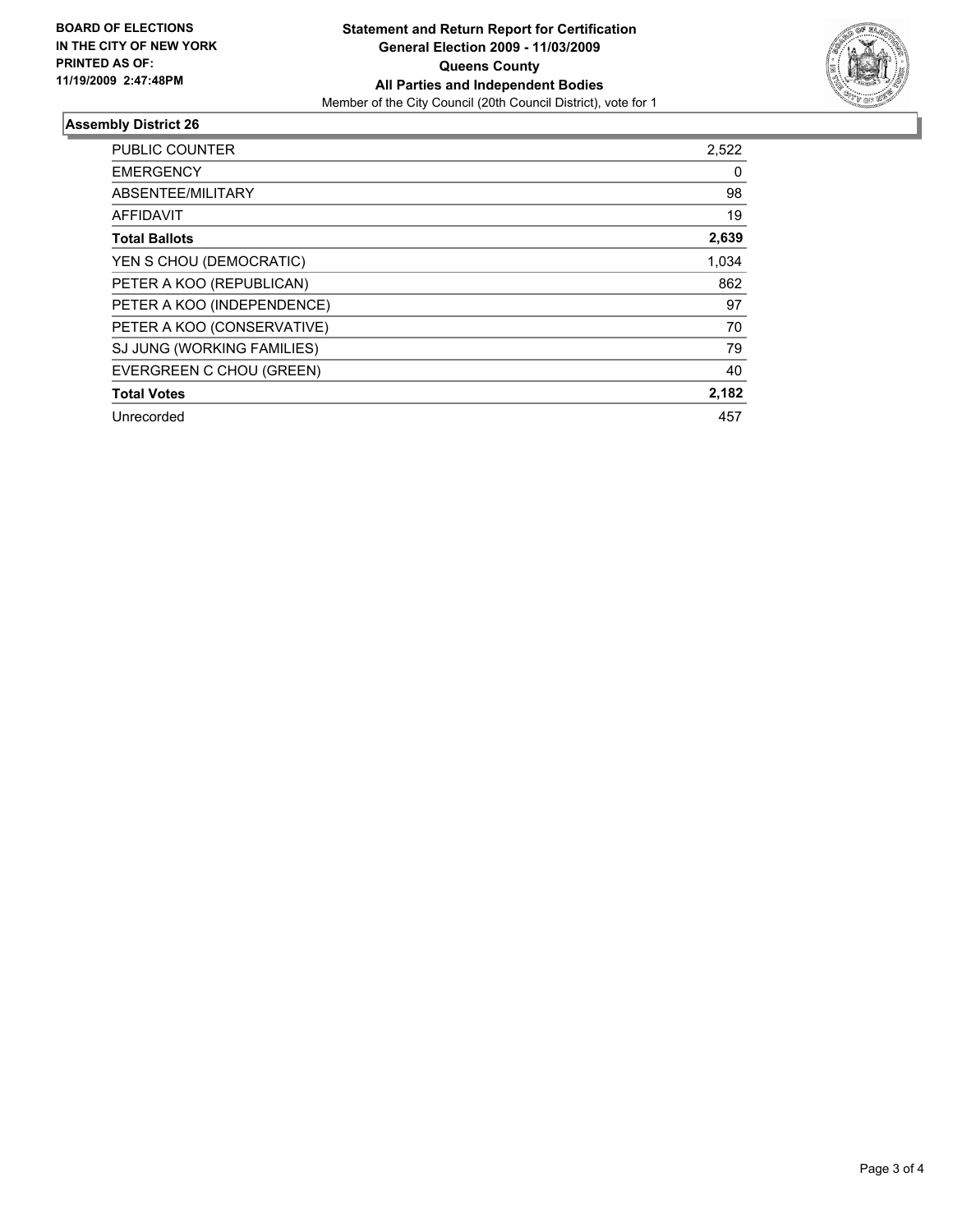BOARD OF ELECTIONS
IN THE CITY OF NEW YORK
PRINTED AS OF:
11/19/2009 2:47:48PM

**Statement and Return Report for Certification**
**General Election 2009 - 11/03/2009**
**Queens County**
**All Parties and Independent Bodies**
Member of the City Council (20th Council District), vote for 1

## Assembly District 26

| | |
|---|---|
| PUBLIC COUNTER | 2,522 |
| EMERGENCY | 0 |
| ABSENTEE/MILITARY | 98 |
| AFFIDAVIT | 19 |
| **Total Ballots** | **2,639** |
| YEN S CHOU (DEMOCRATIC) | 1,034 |
| PETER A KOO (REPUBLICAN) | 862 |
| PETER A KOO (INDEPENDENCE) | 97 |
| PETER A KOO (CONSERVATIVE) | 70 |
| SJ JUNG (WORKING FAMILIES) | 79 |
| EVERGREEN C CHOU (GREEN) | 40 |
| **Total Votes** | **2,182** |
| Unrecorded | 457 |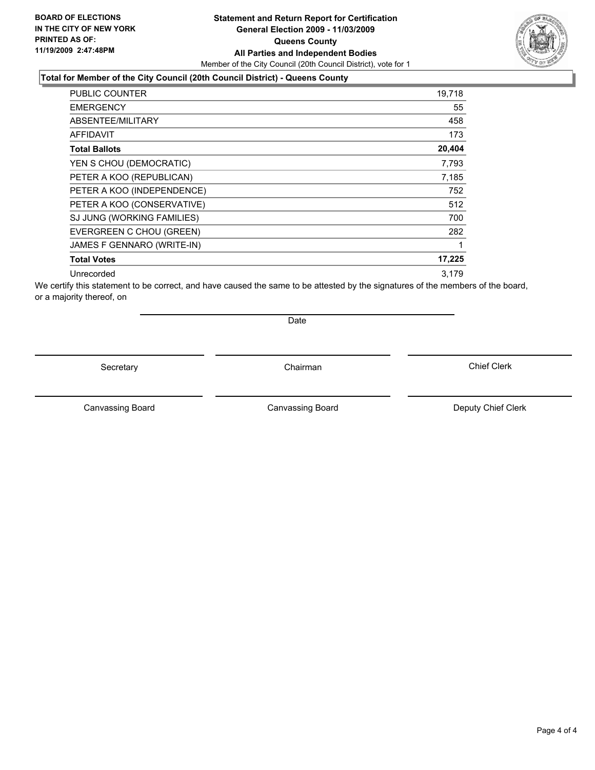**BOARD OF ELECTIONS IN THE CITY OF NEW YORK PRINTED AS OF: 11/19/2009 2:47:48PM**

**Statement and Return Report for Certification General Election 2009 - 11/03/2009 Queens County All Parties and Independent Bodies**

Member of the City Council (20th Council District), vote for 1

### Total for Member of the City Council (20th Council District) - Queens County

| | |
|---|---|
| PUBLIC COUNTER | 19,718 |
| EMERGENCY | 55 |
| ABSENTEE/MILITARY | 458 |
| AFFIDAVIT | 173 |
| **Total Ballots** | **20,404** |
| YEN S CHOU (DEMOCRATIC) | 7,793 |
| PETER A KOO (REPUBLICAN) | 7,185 |
| PETER A KOO (INDEPENDENCE) | 752 |
| PETER A KOO (CONSERVATIVE) | 512 |
| SJ JUNG (WORKING FAMILIES) | 700 |
| EVERGREEN C CHOU (GREEN) | 282 |
| JAMES F GENNARO (WRITE-IN) | 1 |
| **Total Votes** | **17,225** |
| Unrecorded | 3,179 |

We certify this statement to be correct, and have caused the same to be attested by the signatures of the members of the board, or a majority thereof, on

Date

Secretary

Chairman

Chief Clerk

Canvassing Board

Canvassing Board

Deputy Chief Clerk